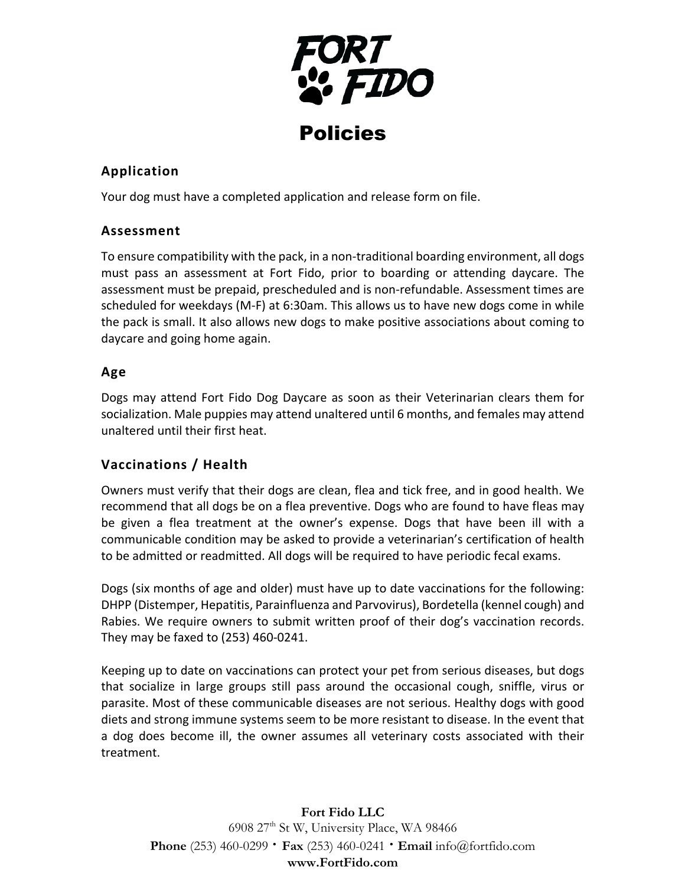# Policies

### Application

Your dog must have a completed application and release form on file.

### Assessment

To ensure compatibility with the pack, in a non-traditional boarding environment, all dogs must pass an assessment at Fort Fido, prior to boarding or attending daycare. The assessment must be prepaid, prescheduled and is non-refundable. Assessment times are scheduled for weekdays (M-F) at 6:30am. This allows us to have new dogs come in while the pack is small. It also allows new dogs to make positive associations about coming to daycare and going home again.

### Age

Dogs may attend Fort Fido Dog Daycare as soon as their Veterinarian clears them for socialization. Male puppies may attend unaltered until 6 months, and females may attend unaltered until their first heat.

### Vaccinations / Health

Owners must verify that their dogs are clean, flea and tick free, and in good health. We recommend that all dogs be on a flea preventive. Dogs who are found to have fleas may be given a flea treatment at the owner's expense. Dogs that have been ill with a communicable condition may be asked to provide a veterinarian's certification of health to be admitted or readmitted. All dogs will be required to have periodic fecal exams.

Dogs (six months of age and older) must have up to date vaccinations for the following: DHPP (Distemper, Hepatitis, Parainfluenza and Parvovirus), Bordetella (kennel cough) and Rabies. We require owners to submit written proof of their dog's vaccination records. They may be faxed to (253) 460-0241.

Keeping up to date on vaccinations can protect your pet from serious diseases, but dogs that socialize in large groups still pass around the occasional cough, sniffle, virus or parasite. Most of these communicable diseases are not serious. Healthy dogs with good diets and strong immune systems seem to be more resistant to disease. In the event that a dog does become ill, the owner assumes all veterinary costs associated with their treatment.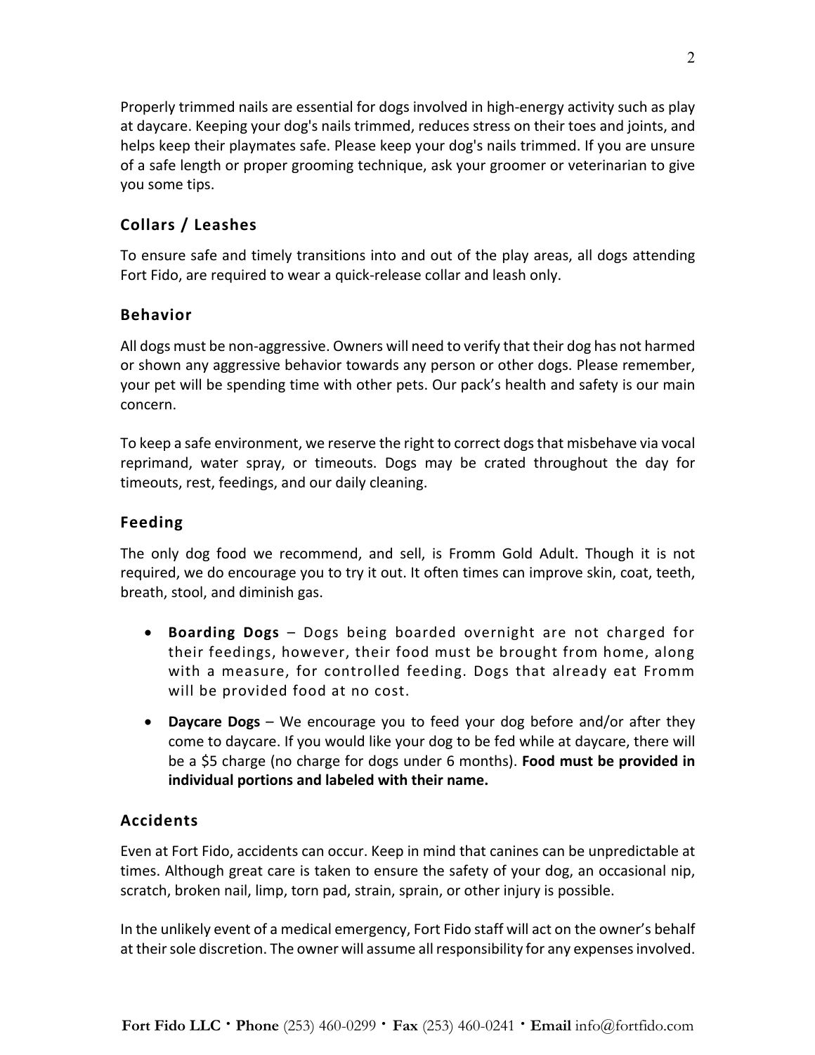Properly trimmed nails are essential for dogs involved in high-energy activity such as play at daycare. Keeping your dog's nails trimmed, reduces stress on their toes and joints, and helps keep their playmates safe. Please keep your dog's nails trimmed. If you are unsure of a safe length or proper grooming technique, ask your groomer or veterinarian to give you some tips.

## Collars / Leashes

To ensure safe and timely transitions into and out of the play areas, all dogs attending Fort Fido, are required to wear a quick-release collar and leash only.

## Behavior

All dogs must be non-aggressive. Owners will need to verify that their dog has not harmed or shown any aggressive behavior towards any person or other dogs. Please remember, your pet will be spending time with other pets. Our pack's health and safety is our main concern.

To keep a safe environment, we reserve the right to correct dogs that misbehave via vocal reprimand, water spray, or timeouts. Dogs may be crated throughout the day for timeouts, rest, feedings, and our daily cleaning.

## Feeding

The only dog food we recommend, and sell, is Fromm Gold Adult. Though it is not required, we do encourage you to try it out. It often times can improve skin, coat, teeth, breath, stool, and diminish gas.

- **Boarding Dogs** – Dogs being boarded overnight are not charged for their feedings, however, their food must be brought from home, along with a measure, for controlled feeding. Dogs that already eat Fromm will be provided food at no cost.
- **Daycare Dogs** – We encourage you to feed your dog before and/or after they come to daycare. If you would like your dog to be fed while at daycare, there will be a $5 charge (no charge for dogs under 6 months). **Food must be provided in individual portions and labeled with their name.**

## Accidents

Even at Fort Fido, accidents can occur. Keep in mind that canines can be unpredictable at times. Although great care is taken to ensure the safety of your dog, an occasional nip, scratch, broken nail, limp, torn pad, strain, sprain, or other injury is possible.

In the unlikely event of a medical emergency, Fort Fido staff will act on the owner's behalf at their sole discretion. The owner will assume all responsibility for any expenses involved.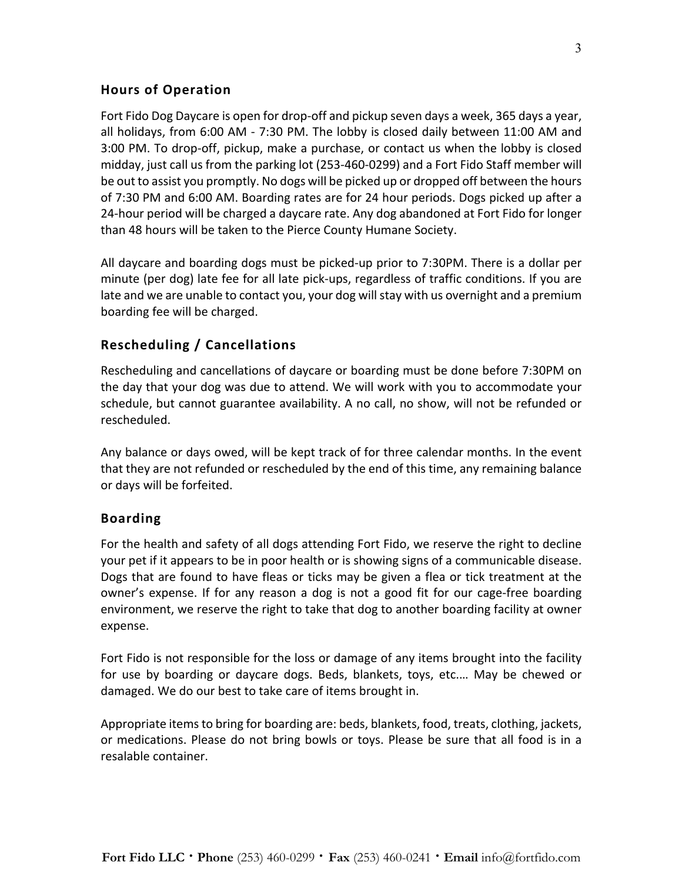## Hours of Operation

Fort Fido Dog Daycare is open for drop-off and pickup seven days a week, 365 days a year, all holidays, from 6:00 AM - 7:30 PM. The lobby is closed daily between 11:00 AM and 3:00 PM. To drop-off, pickup, make a purchase, or contact us when the lobby is closed midday, just call us from the parking lot (253-460-0299) and a Fort Fido Staff member will be out to assist you promptly. No dogs will be picked up or dropped off between the hours of 7:30 PM and 6:00 AM. Boarding rates are for 24 hour periods. Dogs picked up after a 24-hour period will be charged a daycare rate. Any dog abandoned at Fort Fido for longer than 48 hours will be taken to the Pierce County Humane Society.

All daycare and boarding dogs must be picked-up prior to 7:30PM. There is a dollar per minute (per dog) late fee for all late pick-ups, regardless of traffic conditions. If you are late and we are unable to contact you, your dog will stay with us overnight and a premium boarding fee will be charged.

## Rescheduling / Cancellations

Rescheduling and cancellations of daycare or boarding must be done before 7:30PM on the day that your dog was due to attend. We will work with you to accommodate your schedule, but cannot guarantee availability. A no call, no show, will not be refunded or rescheduled.

Any balance or days owed, will be kept track of for three calendar months. In the event that they are not refunded or rescheduled by the end of this time, any remaining balance or days will be forfeited.

## Boarding

For the health and safety of all dogs attending Fort Fido, we reserve the right to decline your pet if it appears to be in poor health or is showing signs of a communicable disease. Dogs that are found to have fleas or ticks may be given a flea or tick treatment at the owner's expense. If for any reason a dog is not a good fit for our cage-free boarding environment, we reserve the right to take that dog to another boarding facility at owner expense.

Fort Fido is not responsible for the loss or damage of any items brought into the facility for use by boarding or daycare dogs. Beds, blankets, toys, etc.… May be chewed or damaged. We do our best to take care of items brought in.

Appropriate items to bring for boarding are: beds, blankets, food, treats, clothing, jackets, or medications. Please do not bring bowls or toys. Please be sure that all food is in a resalable container.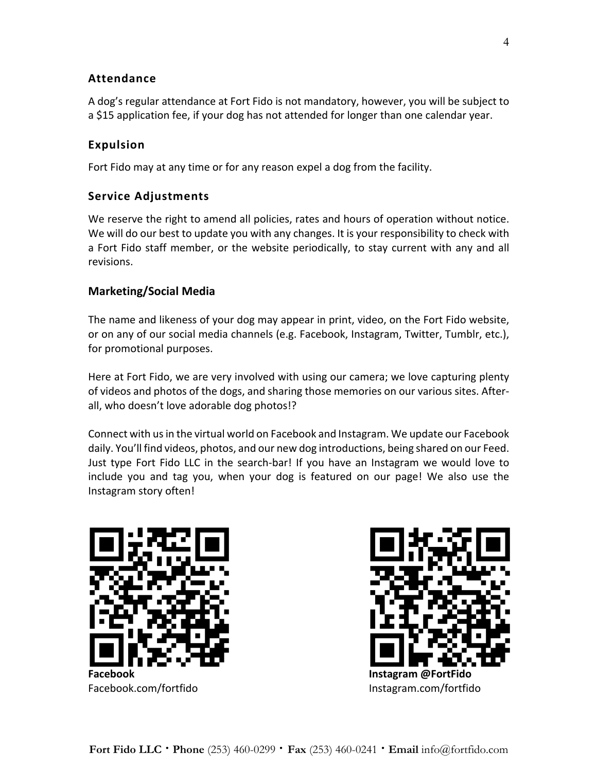### Attendance

A dog's regular attendance at Fort Fido is not mandatory, however, you will be subject to a $15 application fee, if your dog has not attended for longer than one calendar year.

### Expulsion

Fort Fido may at any time or for any reason expel a dog from the facility.

### Service Adjustments

We reserve the right to amend all policies, rates and hours of operation without notice. We will do our best to update you with any changes. It is your responsibility to check with a Fort Fido staff member, or the website periodically, to stay current with any and all revisions.

### Marketing/Social Media

The name and likeness of your dog may appear in print, video, on the Fort Fido website, or on any of our social media channels (e.g. Facebook, Instagram, Twitter, Tumblr, etc.), for promotional purposes.

Here at Fort Fido, we are very involved with using our camera; we love capturing plenty of videos and photos of the dogs, and sharing those memories on our various sites. After-all, who doesn't love adorable dog photos!?

Connect with us in the virtual world on Facebook and Instagram. We update our Facebook daily. You'll find videos, photos, and our new dog introductions, being shared on our Feed. Just type Fort Fido LLC in the search-bar! If you have an Instagram we would love to include you and tag you, when your dog is featured on our page! We also use the Instagram story often!

**Facebook**
Facebook.com/fortfido

**Instagram @FortFido**
Instagram.com/fortfido

**Fort Fido LLC** • **Phone** (253) 460-0299 • **Fax** (253) 460-0241 • **Email** info@fortfido.com